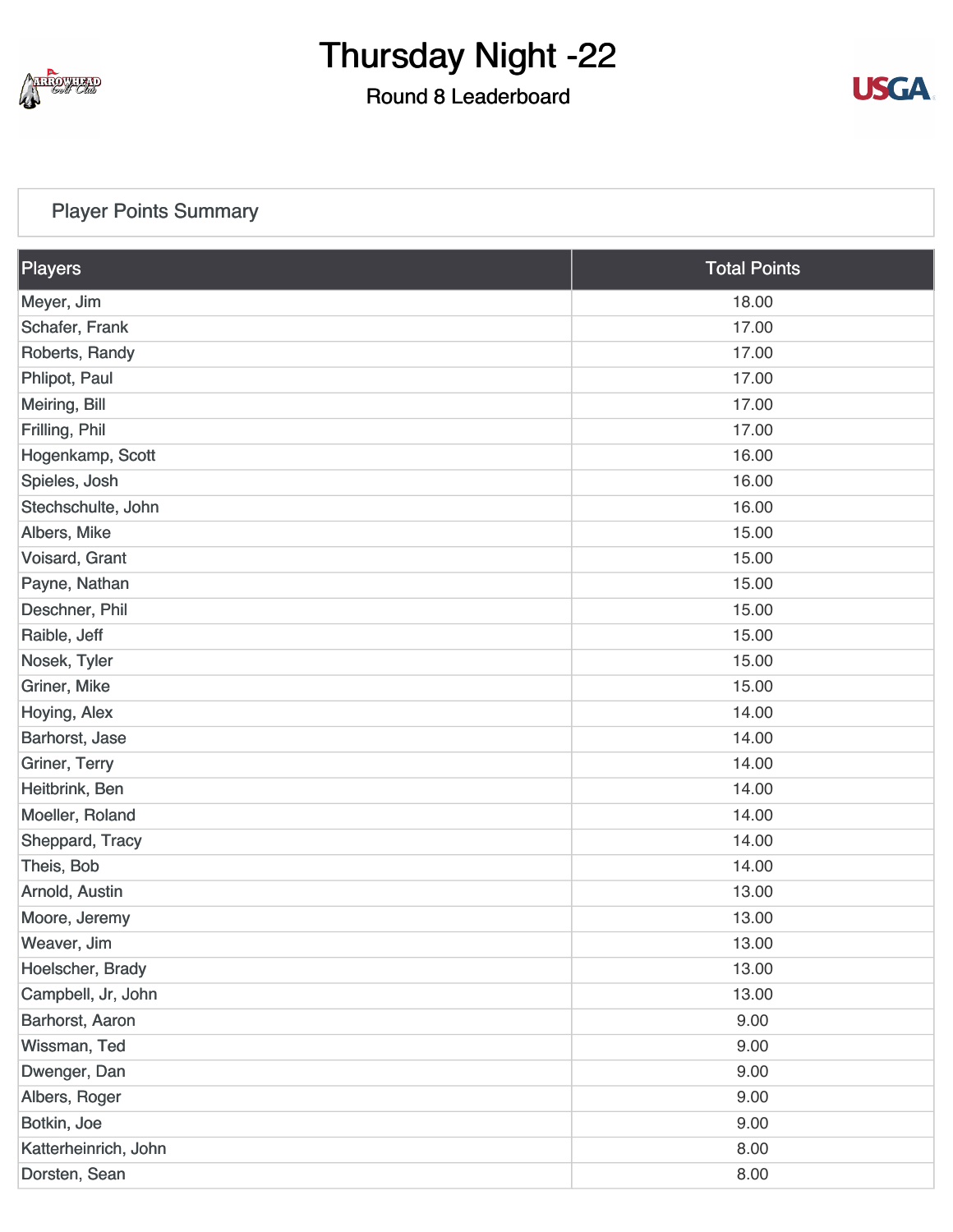# Thursday Night -22

## Round 8 Leaderboard

### Player Points Summary

| Players | Total Points |
|---|---|
| Meyer, Jim | 18.00 |
| Schafer, Frank | 17.00 |
| Roberts, Randy | 17.00 |
| Phlipot, Paul | 17.00 |
| Meiring, Bill | 17.00 |
| Frilling, Phil | 17.00 |
| Hogenkamp, Scott | 16.00 |
| Spieles, Josh | 16.00 |
| Stechschulte, John | 16.00 |
| Albers, Mike | 15.00 |
| Voisard, Grant | 15.00 |
| Payne, Nathan | 15.00 |
| Deschner, Phil | 15.00 |
| Raible, Jeff | 15.00 |
| Nosek, Tyler | 15.00 |
| Griner, Mike | 15.00 |
| Hoying, Alex | 14.00 |
| Barhorst, Jase | 14.00 |
| Griner, Terry | 14.00 |
| Heitbrink, Ben | 14.00 |
| Moeller, Roland | 14.00 |
| Sheppard, Tracy | 14.00 |
| Theis, Bob | 14.00 |
| Arnold, Austin | 13.00 |
| Moore, Jeremy | 13.00 |
| Weaver, Jim | 13.00 |
| Hoelscher, Brady | 13.00 |
| Campbell, Jr, John | 13.00 |
| Barhorst, Aaron | 9.00 |
| Wissman, Ted | 9.00 |
| Dwenger, Dan | 9.00 |
| Albers, Roger | 9.00 |
| Botkin, Joe | 9.00 |
| Katterheinrich, John | 8.00 |
| Dorsten, Sean | 8.00 |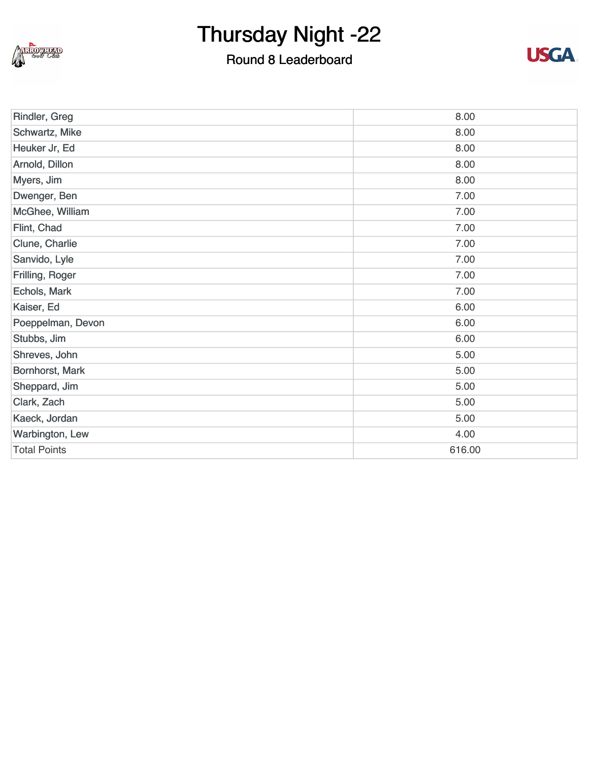# Thursday Night -22

## Round 8 Leaderboard

| | |
|---|---|
| Rindler, Greg | 8.00 |
| Schwartz, Mike | 8.00 |
| Heuker Jr, Ed | 8.00 |
| Arnold, Dillon | 8.00 |
| Myers, Jim | 8.00 |
| Dwenger, Ben | 7.00 |
| McGhee, William | 7.00 |
| Flint, Chad | 7.00 |
| Clune, Charlie | 7.00 |
| Sanvido, Lyle | 7.00 |
| Frilling, Roger | 7.00 |
| Echols, Mark | 7.00 |
| Kaiser, Ed | 6.00 |
| Poeppelman, Devon | 6.00 |
| Stubbs, Jim | 6.00 |
| Shreves, John | 5.00 |
| Bornhorst, Mark | 5.00 |
| Sheppard, Jim | 5.00 |
| Clark, Zach | 5.00 |
| Kaeck, Jordan | 5.00 |
| Warbington, Lew | 4.00 |
| Total Points | 616.00 |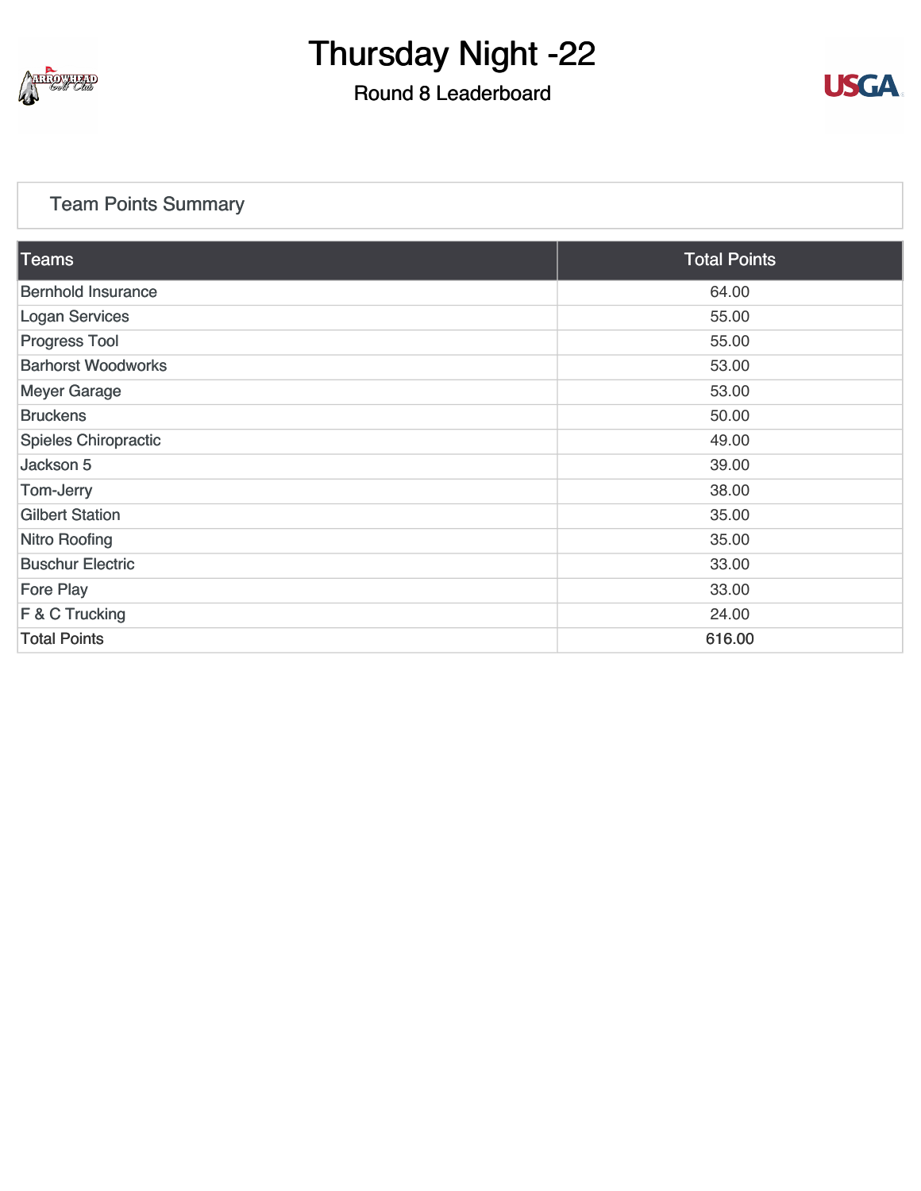# Thursday Night -22

## Round 8 Leaderboard

### Team Points Summary

| Teams | Total Points |
|---|---|
| Bernhold Insurance | 64.00 |
| Logan Services | 55.00 |
| Progress Tool | 55.00 |
| Barhorst Woodworks | 53.00 |
| Meyer Garage | 53.00 |
| Bruckens | 50.00 |
| Spieles Chiropractic | 49.00 |
| Jackson 5 | 39.00 |
| Tom-Jerry | 38.00 |
| Gilbert Station | 35.00 |
| Nitro Roofing | 35.00 |
| Buschur Electric | 33.00 |
| Fore Play | 33.00 |
| F & C Trucking | 24.00 |
| Total Points | 616.00 |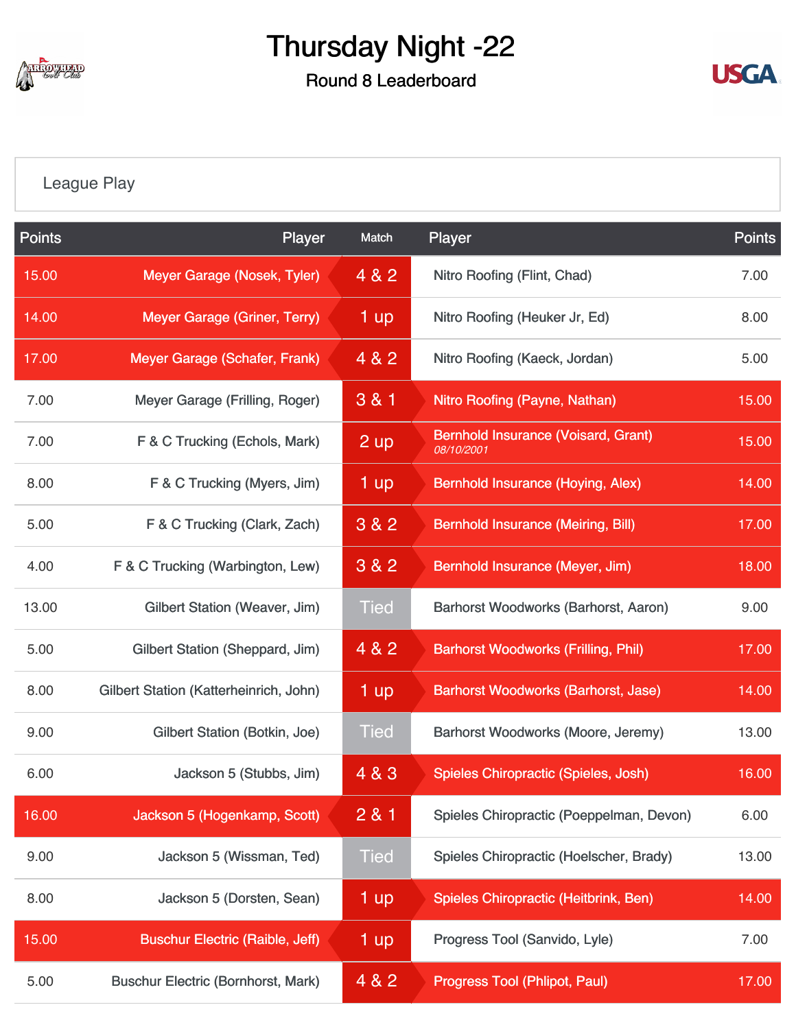# Thursday Night -22

## Round 8 Leaderboard

League Play

| Points | Player | Match | Player | Points |
|---|---|---|---|---|
| 15.00 | Meyer Garage (Nosek, Tyler) | 4 & 2 | Nitro Roofing (Flint, Chad) | 7.00 |
| 14.00 | Meyer Garage (Griner, Terry) | 1 up | Nitro Roofing (Heuker Jr, Ed) | 8.00 |
| 17.00 | Meyer Garage (Schafer, Frank) | 4 & 2 | Nitro Roofing (Kaeck, Jordan) | 5.00 |
| 7.00 | Meyer Garage (Frilling, Roger) | 3 & 1 | Nitro Roofing (Payne, Nathan) | 15.00 |
| 7.00 | F & C Trucking (Echols, Mark) | 2 up | Bernhold Insurance (Voisard, Grant) 08/10/2001 | 15.00 |
| 8.00 | F & C Trucking (Myers, Jim) | 1 up | Bernhold Insurance (Hoying, Alex) | 14.00 |
| 5.00 | F & C Trucking (Clark, Zach) | 3 & 2 | Bernhold Insurance (Meiring, Bill) | 17.00 |
| 4.00 | F & C Trucking (Warbington, Lew) | 3 & 2 | Bernhold Insurance (Meyer, Jim) | 18.00 |
| 13.00 | Gilbert Station (Weaver, Jim) | Tied | Barhorst Woodworks (Barhorst, Aaron) | 9.00 |
| 5.00 | Gilbert Station (Sheppard, Jim) | 4 & 2 | Barhorst Woodworks (Frilling, Phil) | 17.00 |
| 8.00 | Gilbert Station (Katterheinrich, John) | 1 up | Barhorst Woodworks (Barhorst, Jase) | 14.00 |
| 9.00 | Gilbert Station (Botkin, Joe) | Tied | Barhorst Woodworks (Moore, Jeremy) | 13.00 |
| 6.00 | Jackson 5 (Stubbs, Jim) | 4 & 3 | Spieles Chiropractic (Spieles, Josh) | 16.00 |
| 16.00 | Jackson 5 (Hogenkamp, Scott) | 2 & 1 | Spieles Chiropractic (Poeppelman, Devon) | 6.00 |
| 9.00 | Jackson 5 (Wissman, Ted) | Tied | Spieles Chiropractic (Hoelscher, Brady) | 13.00 |
| 8.00 | Jackson 5 (Dorsten, Sean) | 1 up | Spieles Chiropractic (Heitbrink, Ben) | 14.00 |
| 15.00 | Buschur Electric (Raible, Jeff) | 1 up | Progress Tool (Sanvido, Lyle) | 7.00 |
| 5.00 | Buschur Electric (Bornhorst, Mark) | 4 & 2 | Progress Tool (Phlipot, Paul) | 17.00 |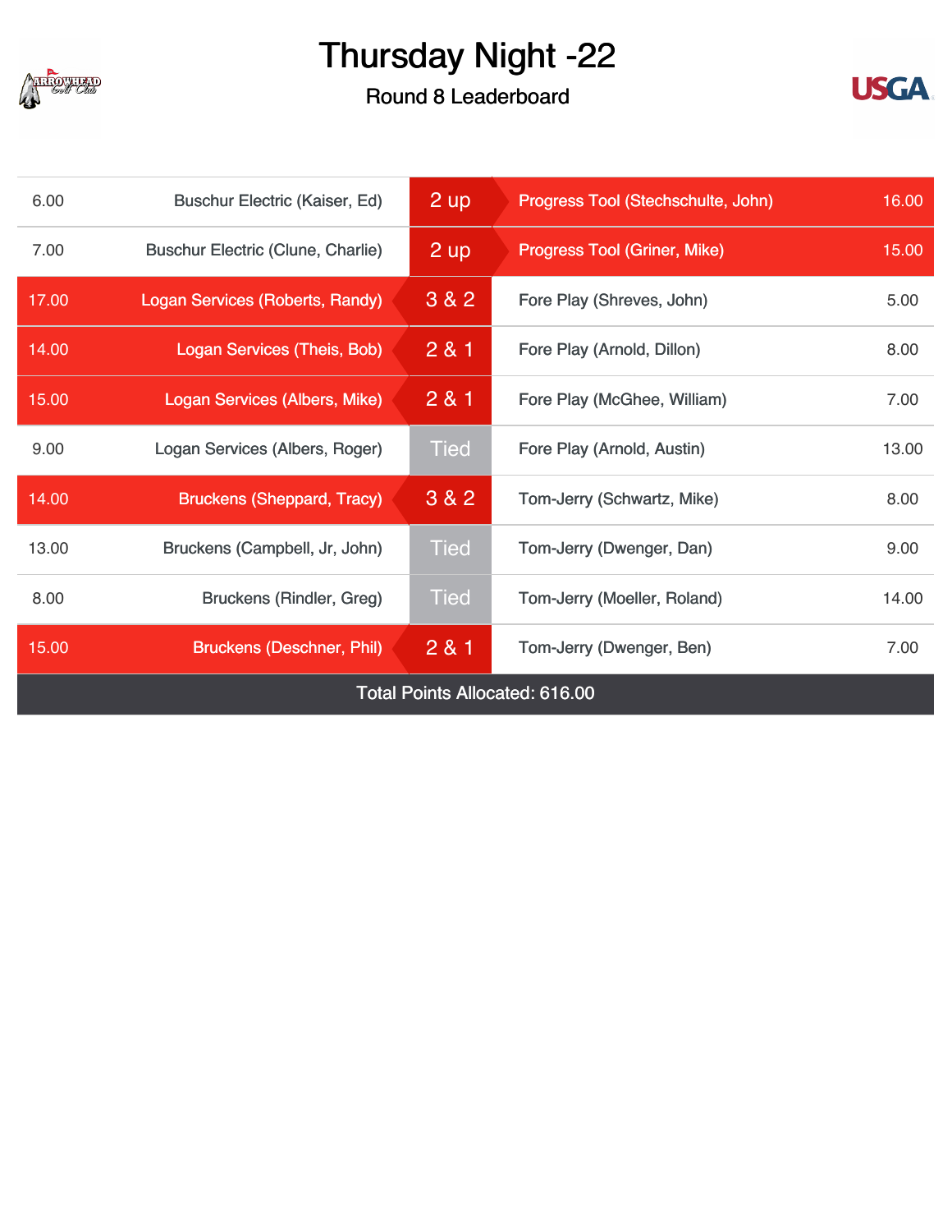# Thursday Night -22

## Round 8 Leaderboard

| Points | Player | Result | Player | Points |
|---|---|---|---|---|
| 6.00 | Buschur Electric (Kaiser, Ed) | 2 up | Progress Tool (Stechschulte, John) | 16.00 |
| 7.00 | Buschur Electric (Clune, Charlie) | 2 up | Progress Tool (Griner, Mike) | 15.00 |
| 17.00 | Logan Services (Roberts, Randy) | 3 & 2 | Fore Play (Shreves, John) | 5.00 |
| 14.00 | Logan Services (Theis, Bob) | 2 & 1 | Fore Play (Arnold, Dillon) | 8.00 |
| 15.00 | Logan Services (Albers, Mike) | 2 & 1 | Fore Play (McGhee, William) | 7.00 |
| 9.00 | Logan Services (Albers, Roger) | Tied | Fore Play (Arnold, Austin) | 13.00 |
| 14.00 | Bruckens (Sheppard, Tracy) | 3 & 2 | Tom-Jerry (Schwartz, Mike) | 8.00 |
| 13.00 | Bruckens (Campbell, Jr, John) | Tied | Tom-Jerry (Dwenger, Dan) | 9.00 |
| 8.00 | Bruckens (Rindler, Greg) | Tied | Tom-Jerry (Moeller, Roland) | 14.00 |
| 15.00 | Bruckens (Deschner, Phil) | 2 & 1 | Tom-Jerry (Dwenger, Ben) | 7.00 |

Total Points Allocated: 616.00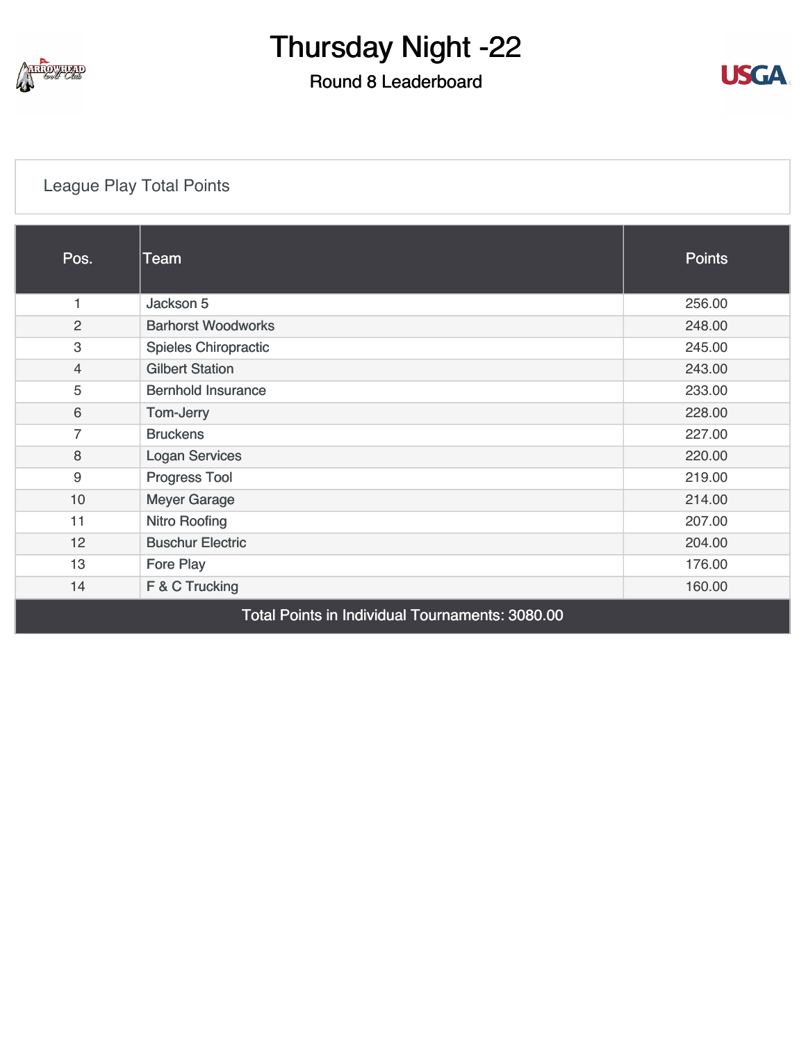# Thursday Night -22

## Round 8 Leaderboard

League Play Total Points

| Pos. | Team | Points |
| --- | --- | --- |
| 1 | Jackson 5 | 256.00 |
| 2 | Barhorst Woodworks | 248.00 |
| 3 | Spieles Chiropractic | 245.00 |
| 4 | Gilbert Station | 243.00 |
| 5 | Bernhold Insurance | 233.00 |
| 6 | Tom-Jerry | 228.00 |
| 7 | Bruckens | 227.00 |
| 8 | Logan Services | 220.00 |
| 9 | Progress Tool | 219.00 |
| 10 | Meyer Garage | 214.00 |
| 11 | Nitro Roofing | 207.00 |
| 12 | Buschur Electric | 204.00 |
| 13 | Fore Play | 176.00 |
| 14 | F & C Trucking | 160.00 |
| Total Points in Individual Tournaments: 3080.00 | | |